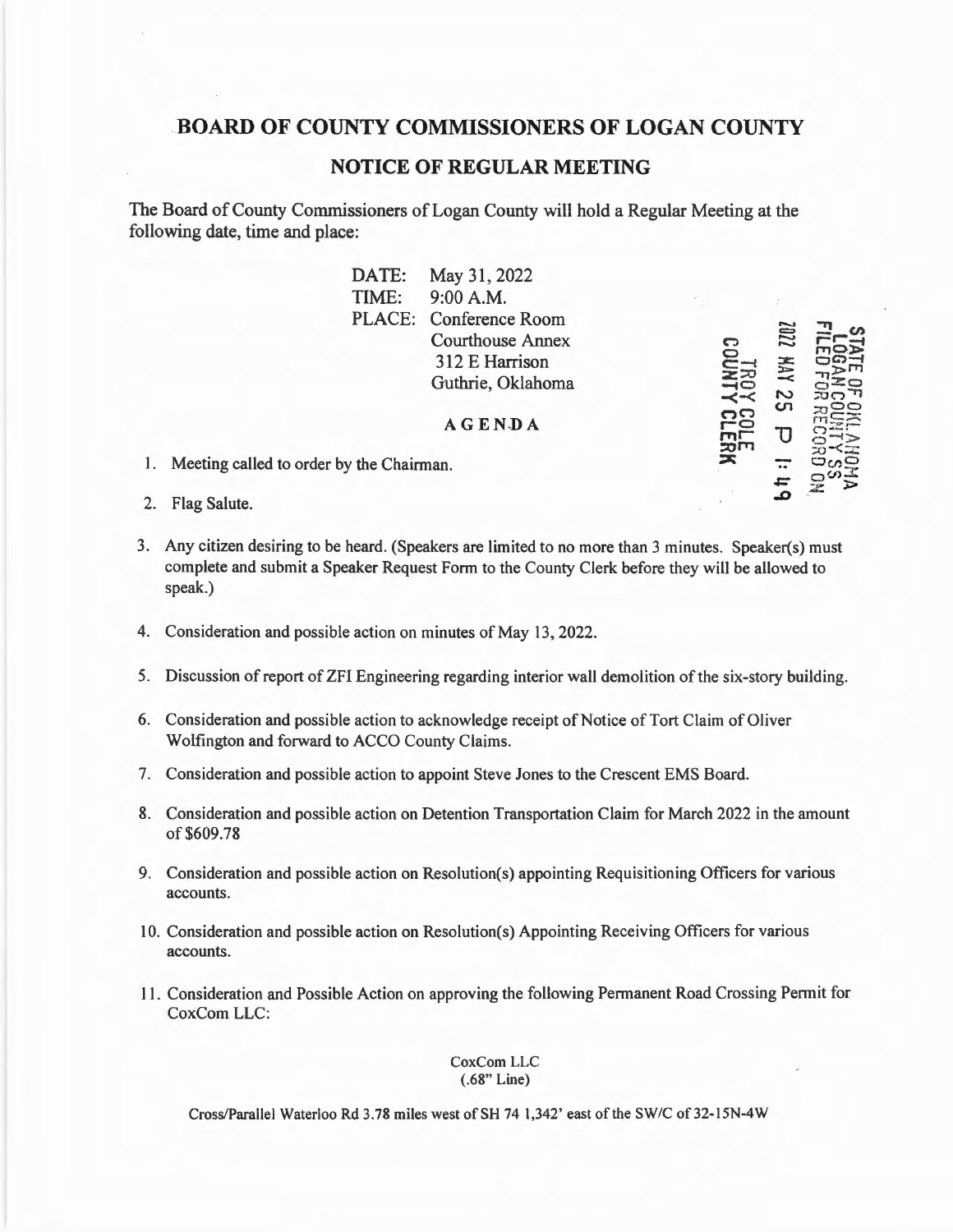# BOARD OF COUNTY COMMISSIONERS OF LOGAN COUNTY

## NOTICE OF REGULAR MEETING

The Board of County Commissioners of Logan County will hold a Regular Meeting at the following date, time and place:

DATE: May 31, 2022
TIME: 9:00 A.M.
PLACE: Conference Room
Courthouse Annex
312 E Harrison
Guthrie, Oklahoma

STATE OF OKLAHOMA
LOGAN COUNTY SS
FILED FOR RECORD ON
2022 MAY 25 P 1:49
TROY COLE
COUNTY CLERK

### AGENDA

1. Meeting called to order by the Chairman.

2. Flag Salute.

3. Any citizen desiring to be heard. (Speakers are limited to no more than 3 minutes. Speaker(s) must complete and submit a Speaker Request Form to the County Clerk before they will be allowed to speak.)

4. Consideration and possible action on minutes of May 13, 2022.

5. Discussion of report of ZFI Engineering regarding interior wall demolition of the six-story building.

6. Consideration and possible action to acknowledge receipt of Notice of Tort Claim of Oliver Wolfington and forward to ACCO County Claims.

7. Consideration and possible action to appoint Steve Jones to the Crescent EMS Board.

8. Consideration and possible action on Detention Transportation Claim for March 2022 in the amount of $609.78

9. Consideration and possible action on Resolution(s) appointing Requisitioning Officers for various accounts.

10. Consideration and possible action on Resolution(s) Appointing Receiving Officers for various accounts.

11. Consideration and Possible Action on approving the following Permanent Road Crossing Permit for CoxCom LLC:

CoxCom LLC
(.68" Line)

Cross/Parallel Waterloo Rd 3.78 miles west of SH 74 1,342' east of the SW/C of 32-15N-4W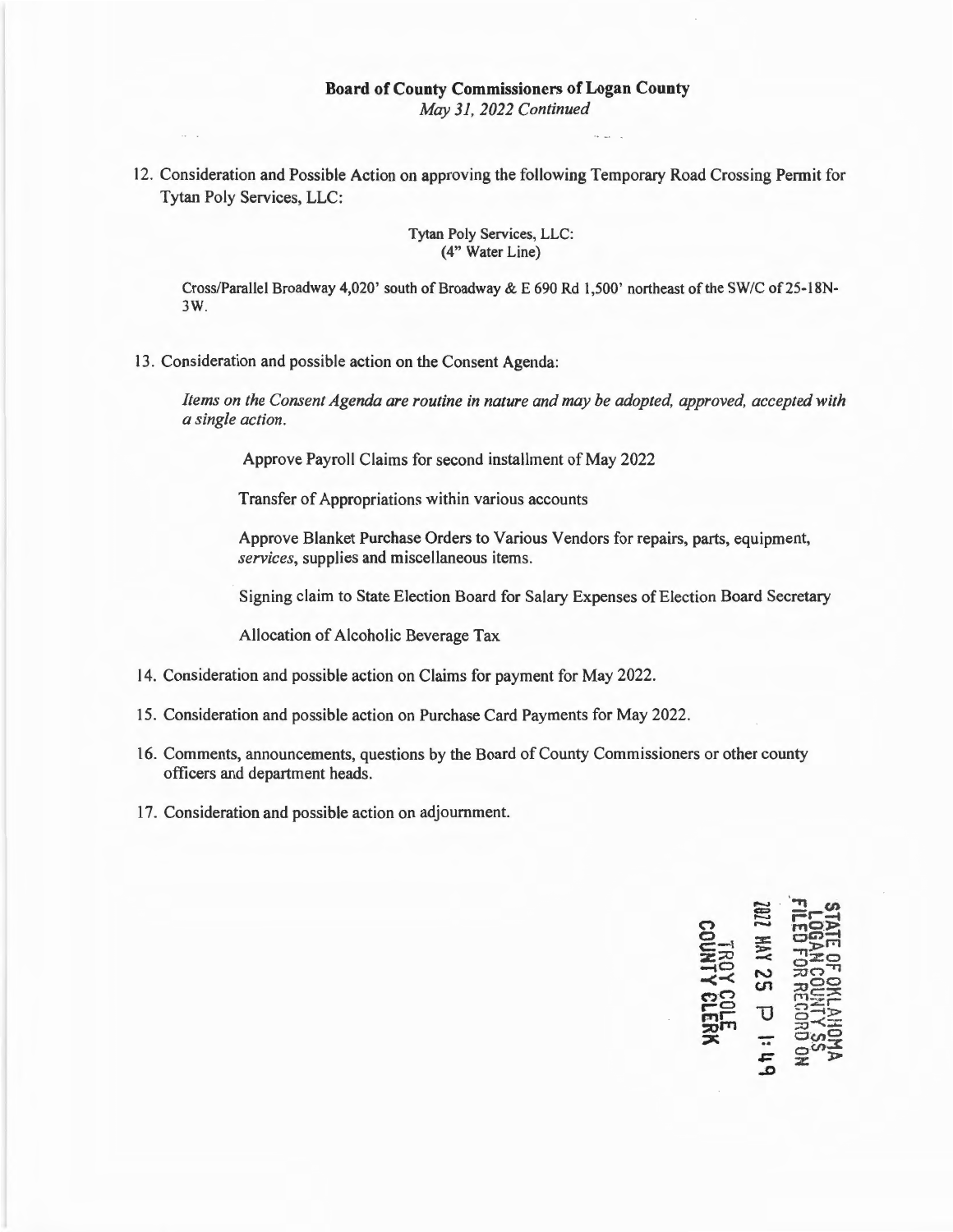**Board of County Commissioners of Logan County**
*May 31, 2022 Continued*

12. Consideration and Possible Action on approving the following Temporary Road Crossing Permit for Tytan Poly Services, LLC:

    Tytan Poly Services, LLC:
    (4" Water Line)

    Cross/Parallel Broadway 4,020' south of Broadway & E 690 Rd 1,500' northeast of the SW/C of 25-18N-3W.

13. Consideration and possible action on the Consent Agenda:

    *Items on the Consent Agenda are routine in nature and may be adopted, approved, accepted with a single action.*

    Approve Payroll Claims for second installment of May 2022

    Transfer of Appropriations within various accounts

    Approve Blanket Purchase Orders to Various Vendors for repairs, parts, equipment, *services*, supplies and miscellaneous items.

    Signing claim to State Election Board for Salary Expenses of Election Board Secretary

    Allocation of Alcoholic Beverage Tax

14. Consideration and possible action on Claims for payment for May 2022.
15. Consideration and possible action on Purchase Card Payments for May 2022.
16. Comments, announcements, questions by the Board of County Commissioners or other county officers and department heads.
17. Consideration and possible action on adjournment.

STATE OF OKLAHOMA
LOGAN COUNTY SS
FILED FOR RECORD ON
2022 MAY 25 P 1:49
TROY COLE
COUNTY CLERK